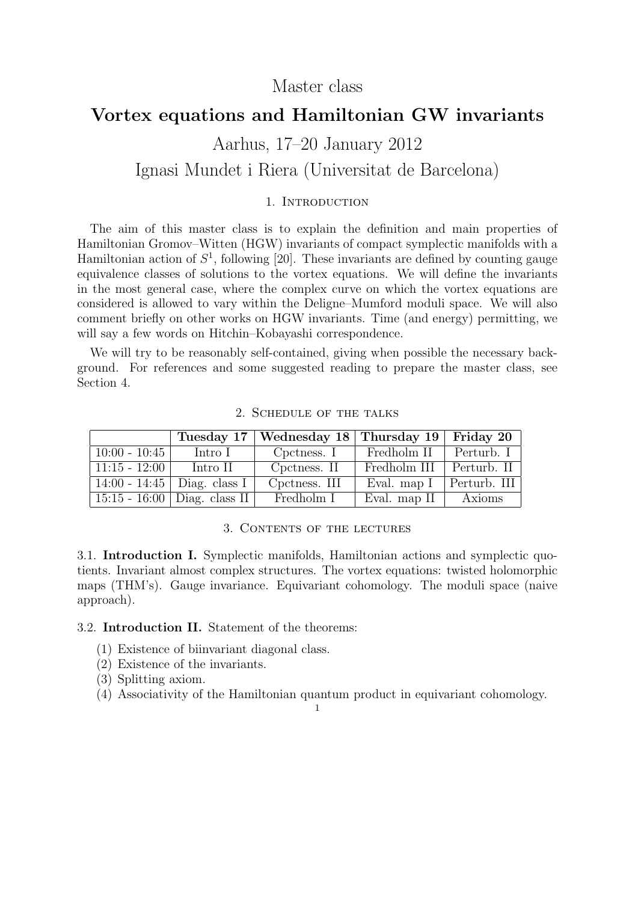# Master class

## Vortex equations and Hamiltonian GW invariants

Aarhus, 17–20 January 2012

Ignasi Mundet i Riera (Universitat de Barcelona)

### 1. Introduction

The aim of this master class is to explain the definition and main properties of Hamiltonian Gromov–Witten (HGW) invariants of compact symplectic manifolds with a Hamiltonian action of $S^1$, following [20]. These invariants are defined by counting gauge equivalence classes of solutions to the vortex equations. We will define the invariants in the most general case, where the complex curve on which the vortex equations are considered is allowed to vary within the Deligne–Mumford moduli space. We will also comment briefly on other works on HGW invariants. Time (and energy) permitting, we will say a few words on Hitchin–Kobayashi correspondence.

We will try to be reasonably self-contained, giving when possible the necessary background. For references and some suggested reading to prepare the master class, see Section 4.

### 2. Schedule of the talks

| | **Tuesday 17** | **Wednesday 18** | **Thursday 19** | **Friday 20** |
|---|---|---|---|---|
| 10:00 - 10:45 | Intro I | Cpctness. I | Fredholm II | Perturb. I |
| 11:15 - 12:00 | Intro II | Cpctness. II | Fredholm III | Perturb. II |
| 14:00 - 14:45 | Diag. class I | Cpctness. III | Eval. map I | Perturb. III |
| 15:15 - 16:00 | Diag. class II | Fredholm I | Eval. map II | Axioms |

### 3. Contents of the lectures

3.1. **Introduction I.** Symplectic manifolds, Hamiltonian actions and symplectic quotients. Invariant almost complex structures. The vortex equations: twisted holomorphic maps (THM's). Gauge invariance. Equivariant cohomology. The moduli space (naive approach).

3.2. **Introduction II.** Statement of the theorems:

1. Existence of biinvariant diagonal class.
2. Existence of the invariants.
3. Splitting axiom.
4. Associativity of the Hamiltonian quantum product in equivariant cohomology.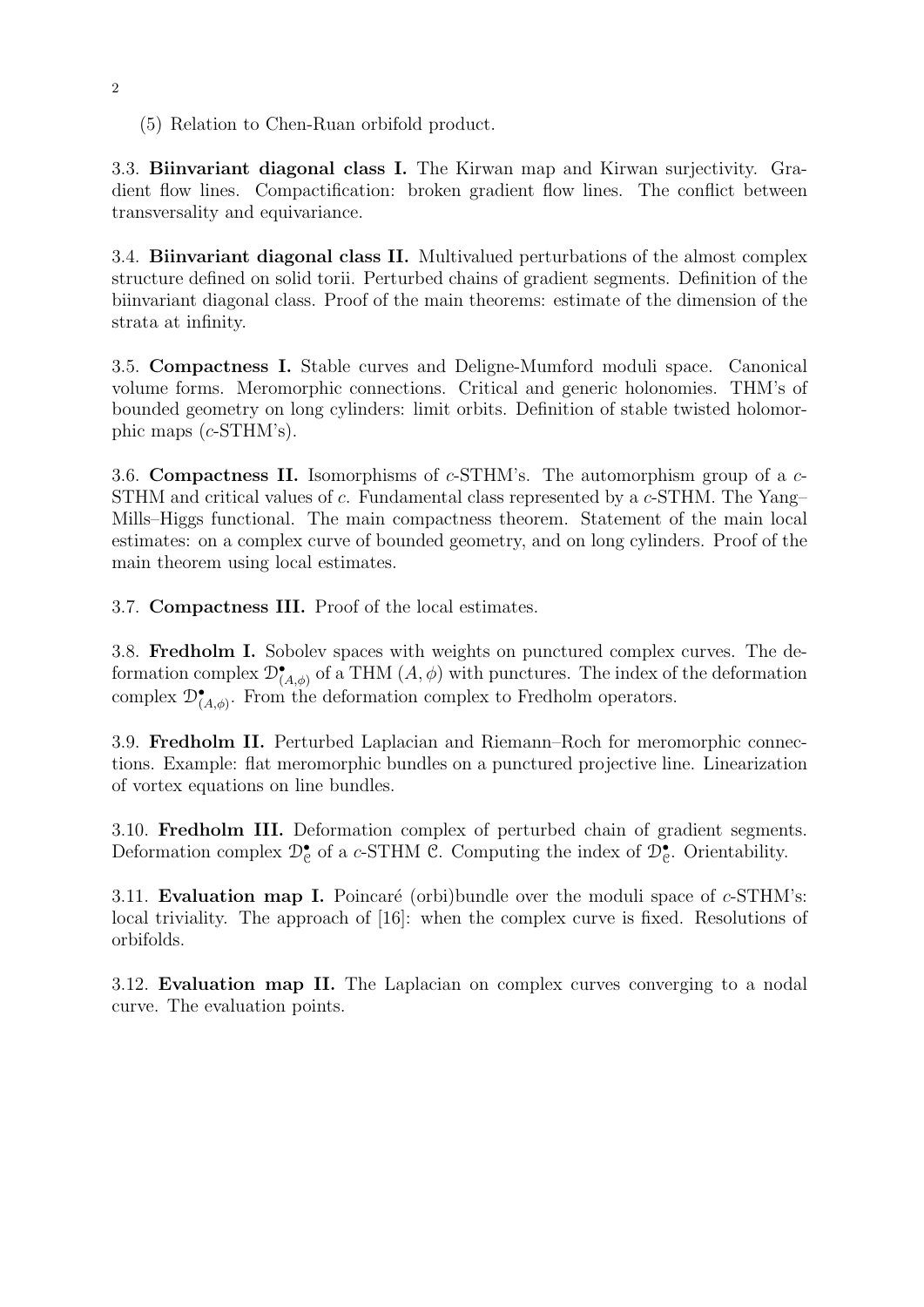(5) Relation to Chen-Ruan orbifold product.

3.3. **Biinvariant diagonal class I.** The Kirwan map and Kirwan surjectivity. Gradient flow lines. Compactification: broken gradient flow lines. The conflict between transversality and equivariance.

3.4. **Biinvariant diagonal class II.** Multivalued perturbations of the almost complex structure defined on solid torii. Perturbed chains of gradient segments. Definition of the biinvariant diagonal class. Proof of the main theorems: estimate of the dimension of the strata at infinity.

3.5. **Compactness I.** Stable curves and Deligne-Mumford moduli space. Canonical volume forms. Meromorphic connections. Critical and generic holonomies. THM's of bounded geometry on long cylinders: limit orbits. Definition of stable twisted holomorphic maps ($c$-STHM's).

3.6. **Compactness II.** Isomorphisms of $c$-STHM's. The automorphism group of a $c$-STHM and critical values of $c$. Fundamental class represented by a $c$-STHM. The Yang–Mills–Higgs functional. The main compactness theorem. Statement of the main local estimates: on a complex curve of bounded geometry, and on long cylinders. Proof of the main theorem using local estimates.

3.7. **Compactness III.** Proof of the local estimates.

3.8. **Fredholm I.** Sobolev spaces with weights on punctured complex curves. The deformation complex $\mathcal{D}^{\bullet}_{(A,\phi)}$ of a THM $(A,\phi)$ with punctures. The index of the deformation complex $\mathcal{D}^{\bullet}_{(A,\phi)}$. From the deformation complex to Fredholm operators.

3.9. **Fredholm II.** Perturbed Laplacian and Riemann–Roch for meromorphic connections. Example: flat meromorphic bundles on a punctured projective line. Linearization of vortex equations on line bundles.

3.10. **Fredholm III.** Deformation complex of perturbed chain of gradient segments. Deformation complex $\mathcal{D}^{\bullet}_{\mathcal{C}}$ of a $c$-STHM $\mathcal{C}$. Computing the index of $\mathcal{D}^{\bullet}_{\mathcal{C}}$. Orientability.

3.11. **Evaluation map I.** Poincaré (orbi)bundle over the moduli space of $c$-STHM's: local triviality. The approach of [16]: when the complex curve is fixed. Resolutions of orbifolds.

3.12. **Evaluation map II.** The Laplacian on complex curves converging to a nodal curve. The evaluation points.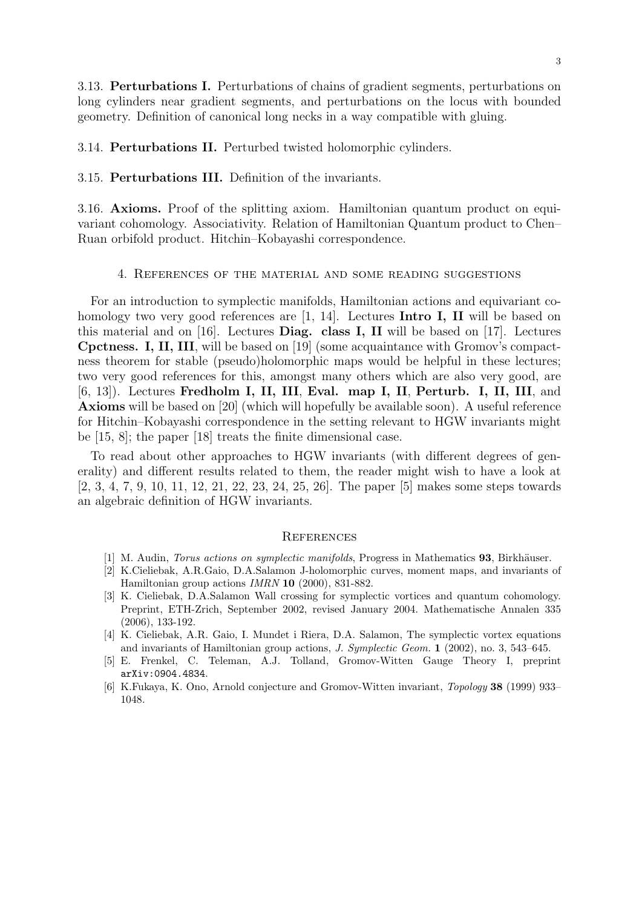3.13. **Perturbations I.** Perturbations of chains of gradient segments, perturbations on long cylinders near gradient segments, and perturbations on the locus with bounded geometry. Definition of canonical long necks in a way compatible with gluing.

3.14. **Perturbations II.** Perturbed twisted holomorphic cylinders.

3.15. **Perturbations III.** Definition of the invariants.

3.16. **Axioms.** Proof of the splitting axiom. Hamiltonian quantum product on equivariant cohomology. Associativity. Relation of Hamiltonian Quantum product to Chen–Ruan orbifold product. Hitchin–Kobayashi correspondence.

## 4. References of the material and some reading suggestions

For an introduction to symplectic manifolds, Hamiltonian actions and equivariant cohomology two very good references are [1, 14]. Lectures **Intro I, II** will be based on this material and on [16]. Lectures **Diag. class I, II** will be based on [17]. Lectures **Cpctness. I, II, III**, will be based on [19] (some acquaintance with Gromov's compactness theorem for stable (pseudo)holomorphic maps would be helpful in these lectures; two very good references for this, amongst many others which are also very good, are [6, 13]). Lectures **Fredholm I, II, III**, **Eval. map I, II**, **Perturb. I, II, III**, and **Axioms** will be based on [20] (which will hopefully be available soon). A useful reference for Hitchin–Kobayashi correspondence in the setting relevant to HGW invariants might be [15, 8]; the paper [18] treats the finite dimensional case.

To read about other approaches to HGW invariants (with different degrees of generality) and different results related to them, the reader might wish to have a look at [2, 3, 4, 7, 9, 10, 11, 12, 21, 22, 23, 24, 25, 26]. The paper [5] makes some steps towards an algebraic definition of HGW invariants.

## References

[1] M. Audin, *Torus actions on symplectic manifolds*, Progress in Mathematics **93**, Birkhäuser.

[2] K.Cieliebak, A.R.Gaio, D.A.Salamon J-holomorphic curves, moment maps, and invariants of Hamiltonian group actions *IMRN* **10** (2000), 831-882.

[3] K. Cieliebak, D.A.Salamon Wall crossing for symplectic vortices and quantum cohomology. Preprint, ETH-Zrich, September 2002, revised January 2004. Mathematische Annalen 335 (2006), 133-192.

[4] K. Cieliebak, A.R. Gaio, I. Mundet i Riera, D.A. Salamon, The symplectic vortex equations and invariants of Hamiltonian group actions, *J. Symplectic Geom.* **1** (2002), no. 3, 543–645.

[5] E. Frenkel, C. Teleman, A.J. Tolland, Gromov-Witten Gauge Theory I, preprint arXiv:0904.4834.

[6] K.Fukaya, K. Ono, Arnold conjecture and Gromov-Witten invariant, *Topology* **38** (1999) 933–1048.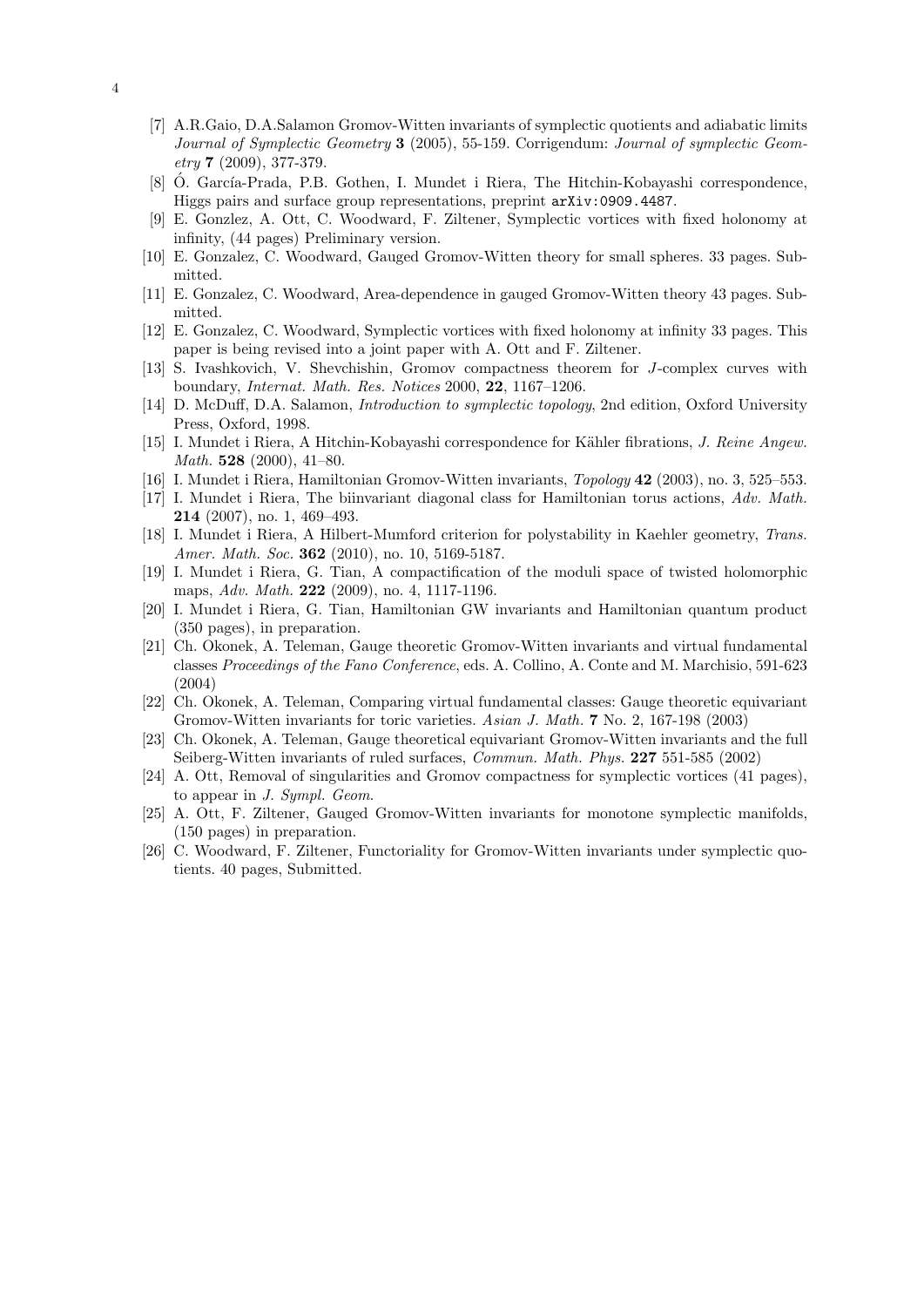[7] A.R.Gaio, D.A.Salamon Gromov-Witten invariants of symplectic quotients and adiabatic limits *Journal of Symplectic Geometry* **3** (2005), 55-159. Corrigendum: *Journal of symplectic Geometry* **7** (2009), 377-379.

[8] Ó. García-Prada, P.B. Gothen, I. Mundet i Riera, The Hitchin-Kobayashi correspondence, Higgs pairs and surface group representations, preprint arXiv:0909.4487.

[9] E. Gonzlez, A. Ott, C. Woodward, F. Ziltener, Symplectic vortices with fixed holonomy at infinity, (44 pages) Preliminary version.

[10] E. Gonzalez, C. Woodward, Gauged Gromov-Witten theory for small spheres. 33 pages. Submitted.

[11] E. Gonzalez, C. Woodward, Area-dependence in gauged Gromov-Witten theory 43 pages. Submitted.

[12] E. Gonzalez, C. Woodward, Symplectic vortices with fixed holonomy at infinity 33 pages. This paper is being revised into a joint paper with A. Ott and F. Ziltener.

[13] S. Ivashkovich, V. Shevchishin, Gromov compactness theorem for $J$-complex curves with boundary, *Internat. Math. Res. Notices* 2000, **22**, 1167–1206.

[14] D. McDuff, D.A. Salamon, *Introduction to symplectic topology*, 2nd edition, Oxford University Press, Oxford, 1998.

[15] I. Mundet i Riera, A Hitchin-Kobayashi correspondence for Kähler fibrations, *J. Reine Angew. Math.* **528** (2000), 41–80.

[16] I. Mundet i Riera, Hamiltonian Gromov-Witten invariants, *Topology* **42** (2003), no. 3, 525–553.

[17] I. Mundet i Riera, The biinvariant diagonal class for Hamiltonian torus actions, *Adv. Math.* **214** (2007), no. 1, 469–493.

[18] I. Mundet i Riera, A Hilbert-Mumford criterion for polystability in Kaehler geometry, *Trans. Amer. Math. Soc.* **362** (2010), no. 10, 5169-5187.

[19] I. Mundet i Riera, G. Tian, A compactification of the moduli space of twisted holomorphic maps, *Adv. Math.* **222** (2009), no. 4, 1117-1196.

[20] I. Mundet i Riera, G. Tian, Hamiltonian GW invariants and Hamiltonian quantum product (350 pages), in preparation.

[21] Ch. Okonek, A. Teleman, Gauge theoretic Gromov-Witten invariants and virtual fundamental classes *Proceedings of the Fano Conference*, eds. A. Collino, A. Conte and M. Marchisio, 591-623 (2004)

[22] Ch. Okonek, A. Teleman, Comparing virtual fundamental classes: Gauge theoretic equivariant Gromov-Witten invariants for toric varieties. *Asian J. Math.* **7** No. 2, 167-198 (2003)

[23] Ch. Okonek, A. Teleman, Gauge theoretical equivariant Gromov-Witten invariants and the full Seiberg-Witten invariants of ruled surfaces, *Commun. Math. Phys.* **227** 551-585 (2002)

[24] A. Ott, Removal of singularities and Gromov compactness for symplectic vortices (41 pages), to appear in *J. Sympl. Geom.*

[25] A. Ott, F. Ziltener, Gauged Gromov-Witten invariants for monotone symplectic manifolds, (150 pages) in preparation.

[26] C. Woodward, F. Ziltener, Functoriality for Gromov-Witten invariants under symplectic quotients. 40 pages, Submitted.